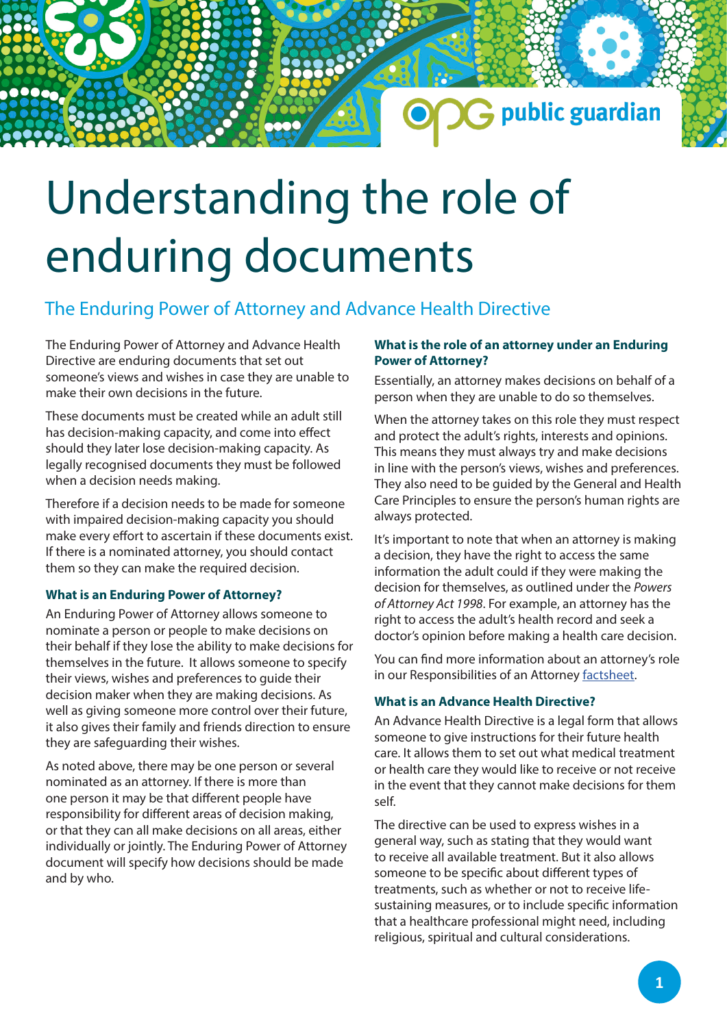# Understanding the role of enduring documents

## The Enduring Power of Attorney and Advance Health Directive

The Enduring Power of Attorney and Advance Health Directive are enduring documents that set out someone's views and wishes in case they are unable to make their own decisions in the future.

These documents must be created while an adult still has decision-making capacity, and come into effect should they later lose decision-making capacity. As legally recognised documents they must be followed when a decision needs making.

Therefore if a decision needs to be made for someone with impaired decision-making capacity you should make every effort to ascertain if these documents exist. If there is a nominated attorney, you should contact them so they can make the required decision.

### What is an Enduring Power of Attorney?

An Enduring Power of Attorney allows someone to nominate a person or people to make decisions on their behalf if they lose the ability to make decisions for themselves in the future. It allows someone to specify their views, wishes and preferences to guide their decision maker when they are making decisions. As well as giving someone more control over their future, it also gives their family and friends direction to ensure they are safeguarding their wishes.

As noted above, there may be one person or several nominated as an attorney. If there is more than one person it may be that different people have responsibility for different areas of decision making, or that they can all make decisions on all areas, either individually or jointly. The Enduring Power of Attorney document will specify how decisions should be made and by who.

### What is the role of an attorney under an Enduring Power of Attorney?

Essentially, an attorney makes decisions on behalf of a person when they are unable to do so themselves.

When the attorney takes on this role they must respect and protect the adult's rights, interests and opinions. This means they must always try and make decisions in line with the person's views, wishes and preferences. They also need to be guided by the General and Health Care Principles to ensure the person's human rights are always protected.

It's important to note that when an attorney is making a decision, they have the right to access the same information the adult could if they were making the decision for themselves, as outlined under the *Powers of Attorney Act 1998*. For example, an attorney has the right to access the adult's health record and seek a doctor's opinion before making a health care decision.

You can find more information about an attorney's role in our Responsibilities of an Attorney [factsheet](factsheet).

### What is an Advance Health Directive?

An Advance Health Directive is a legal form that allows someone to give instructions for their future health care. It allows them to set out what medical treatment or health care they would like to receive or not receive in the event that they cannot make decisions for them self.

The directive can be used to express wishes in a general way, such as stating that they would want to receive all available treatment. But it also allows someone to be specific about different types of treatments, such as whether or not to receive life-sustaining measures, or to include specific information that a healthcare professional might need, including religious, spiritual and cultural considerations.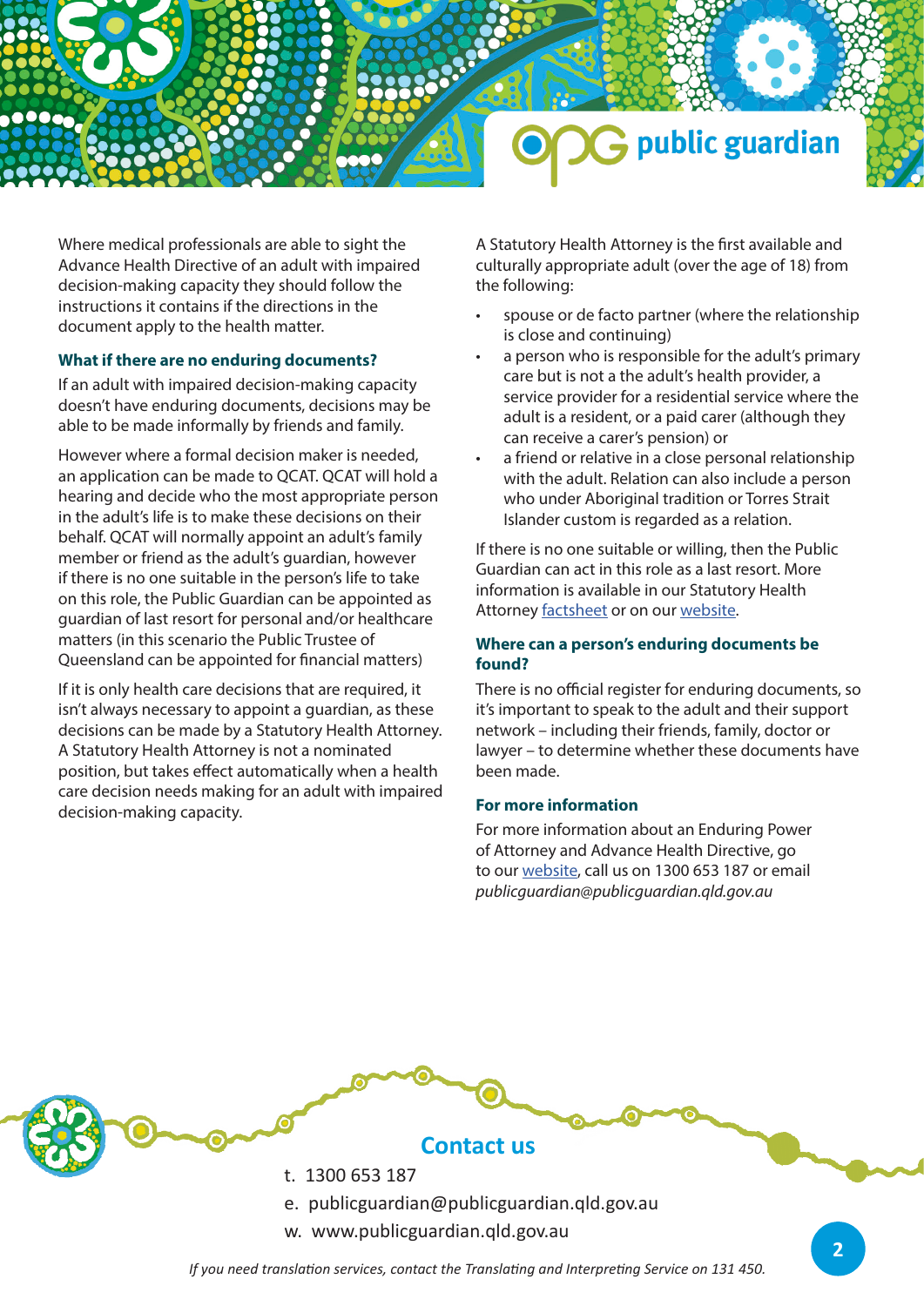Where medical professionals are able to sight the Advance Health Directive of an adult with impaired decision-making capacity they should follow the instructions it contains if the directions in the document apply to the health matter.

### What if there are no enduring documents?

If an adult with impaired decision-making capacity doesn't have enduring documents, decisions may be able to be made informally by friends and family.

However where a formal decision maker is needed, an application can be made to QCAT. QCAT will hold a hearing and decide who the most appropriate person in the adult's life is to make these decisions on their behalf. QCAT will normally appoint an adult's family member or friend as the adult's guardian, however if there is no one suitable in the person's life to take on this role, the Public Guardian can be appointed as guardian of last resort for personal and/or healthcare matters (in this scenario the Public Trustee of Queensland can be appointed for financial matters)

If it is only health care decisions that are required, it isn't always necessary to appoint a guardian, as these decisions can be made by a Statutory Health Attorney. A Statutory Health Attorney is not a nominated position, but takes effect automatically when a health care decision needs making for an adult with impaired decision-making capacity.

A Statutory Health Attorney is the first available and culturally appropriate adult (over the age of 18) from the following:

- spouse or de facto partner (where the relationship is close and continuing)
- a person who is responsible for the adult's primary care but is not a the adult's health provider, a service provider for a residential service where the adult is a resident, or a paid carer (although they can receive a carer's pension) or
- a friend or relative in a close personal relationship with the adult. Relation can also include a person who under Aboriginal tradition or Torres Strait Islander custom is regarded as a relation.

If there is no one suitable or willing, then the Public Guardian can act in this role as a last resort. More information is available in our Statutory Health Attorney factsheet or on our website.

### Where can a person's enduring documents be found?

There is no official register for enduring documents, so it's important to speak to the adult and their support network – including their friends, family, doctor or lawyer – to determine whether these documents have been made.

### For more information

For more information about an Enduring Power of Attorney and Advance Health Directive, go to our website, call us on 1300 653 187 or email *publicguardian@publicguardian.qld.gov.au*

## Contact us

t. 1300 653 187

e. publicguardian@publicguardian.qld.gov.au

w. www.publicguardian.qld.gov.au

*If you need translation services, contact the Translating and Interpreting Service on 131 450.*